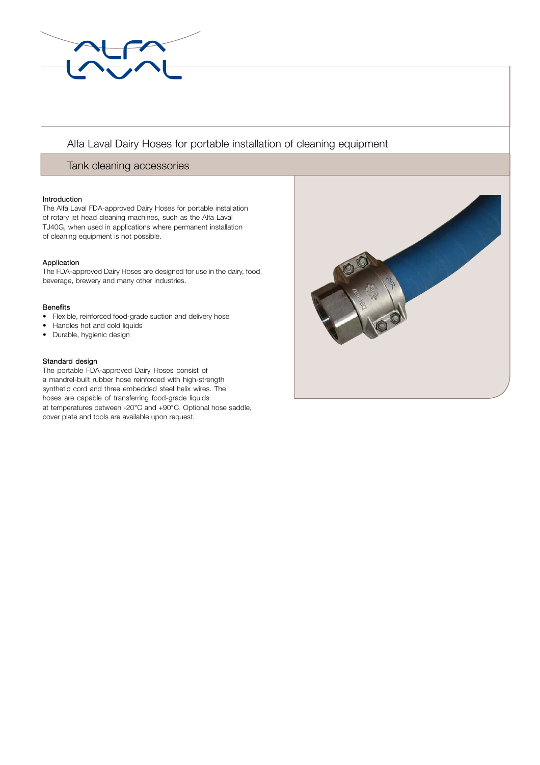# Alfa Laval Dairy Hoses for portable installation of cleaning equipment

## Tank cleaning accessories

### Introduction

The Alfa Laval FDA-approved Dairy Hoses for portable installation of rotary jet head cleaning machines, such as the Alfa Laval TJ40G, when used in applications where permanent installation of cleaning equipment is not possible.

### Application

The FDA-approved Dairy Hoses are designed for use in the dairy, food, beverage, brewery and many other industries.

### Benefits

- Flexible, reinforced food-grade suction and delivery hose
- Handles hot and cold liquids
- Durable, hygienic design

### Standard design

The portable FDA-approved Dairy Hoses consist of a mandrel-built rubber hose reinforced with high-strength synthetic cord and three embedded steel helix wires. The hoses are capable of transferring food-grade liquids at temperatures between -20°C and +90°C. Optional hose saddle, cover plate and tools are available upon request.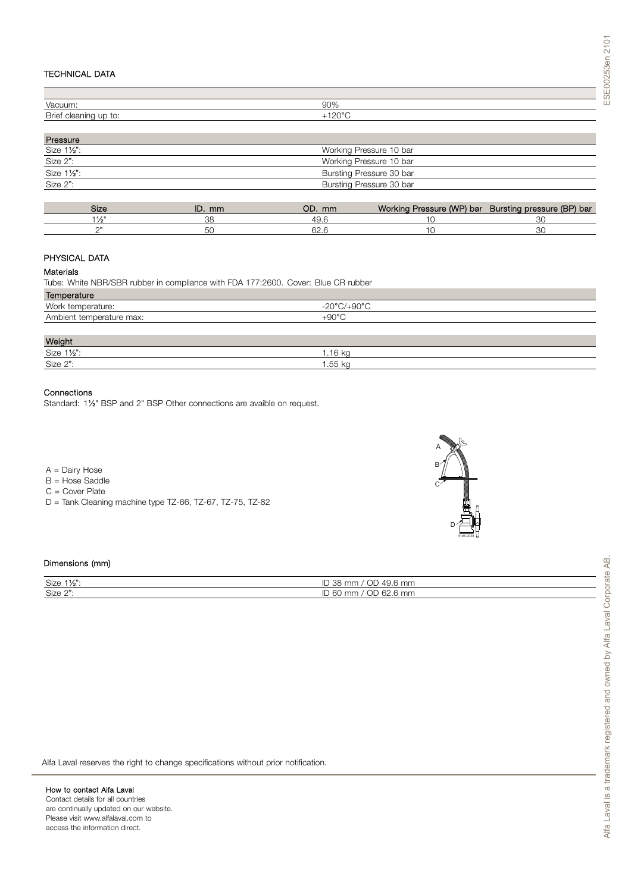## TECHNICAL DATA

| | |
|---|---|
| Vacuum: | 90% |
| Brief cleaning up to: | +120°C |

| Pressure | |
|---|---|
| Size 1½": | Working Pressure 10 bar |
| Size 2": | Working Pressure 10 bar |
| Size 1½": | Bursting Pressure 30 bar |
| Size 2": | Bursting Pressure 30 bar |

| Size | ID. mm | OD. mm | Working Pressure (WP) bar | Bursting pressure (BP) bar |
|---|---|---|---|---|
| 1½" | 38 | 49.6 | 10 | 30 |
| 2" | 50 | 62.6 | 10 | 30 |

## PHYSICAL DATA

### Materials

Tube: White NBR/SBR rubber in compliance with FDA 177:2600. Cover: Blue CR rubber

| Temperature | |
|---|---|
| Work temperature: | -20°C/+90°C |
| Ambient temperature max: | +90°C |

| Weight | |
|---|---|
| Size 1½": | 1.16 kg |
| Size 2": | 1.55 kg |

### Connections

Standard: 1½" BSP and 2" BSP Other connections are avaible on request.

A = Dairy Hose
B = Hose Saddle
C = Cover Plate
D = Tank Cleaning machine type TZ-66, TZ-67, TZ-75, TZ-82

A
B
C
D
4106-0038

### Dimensions (mm)

| | |
|---|---|
| Size 1½": | ID 38 mm / OD 49.6 mm |
| Size 2": | ID 60 mm / OD 62.6 mm |

Alfa Laval reserves the right to change specifications without prior notification.

**How to contact Alfa Laval**
Contact details for all countries are continually updated on our website. Please visit www.alfalaval.com to access the information direct.

ESE00253en 2101

Alfa Laval is a trademark registered and owned by Alfa Laval Corporate AB.